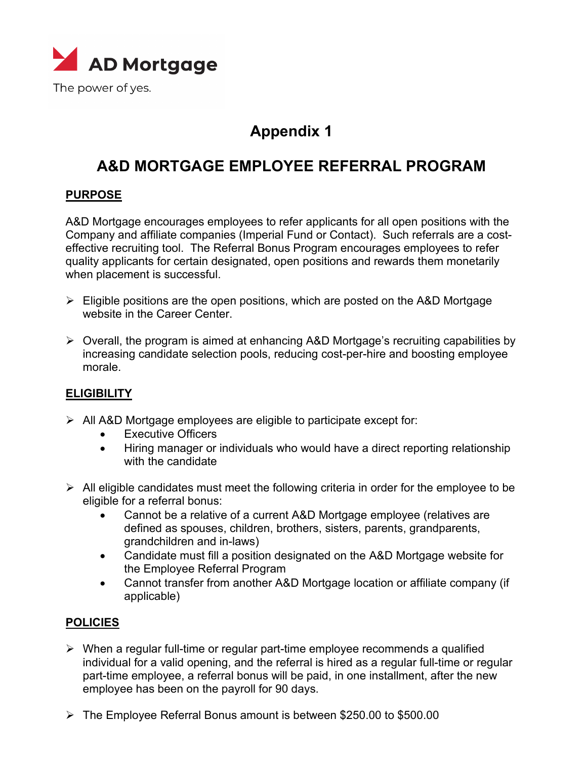AD Mortgage

The power of yes.

# Appendix 1

# A&D MORTGAGE EMPLOYEE REFERRAL PROGRAM

## PURPOSE

A&D Mortgage encourages employees to refer applicants for all open positions with the Company and affiliate companies (Imperial Fund or Contact). Such referrals are a cost-effective recruiting tool. The Referral Bonus Program encourages employees to refer quality applicants for certain designated, open positions and rewards them monetarily when placement is successful.

- Eligible positions are the open positions, which are posted on the A&D Mortgage website in the Career Center.
- Overall, the program is aimed at enhancing A&D Mortgage's recruiting capabilities by increasing candidate selection pools, reducing cost-per-hire and boosting employee morale.

## ELIGIBILITY

- All A&D Mortgage employees are eligible to participate except for:
  - Executive Officers
  - Hiring manager or individuals who would have a direct reporting relationship with the candidate
- All eligible candidates must meet the following criteria in order for the employee to be eligible for a referral bonus:
  - Cannot be a relative of a current A&D Mortgage employee (relatives are defined as spouses, children, brothers, sisters, parents, grandparents, grandchildren and in-laws)
  - Candidate must fill a position designated on the A&D Mortgage website for the Employee Referral Program
  - Cannot transfer from another A&D Mortgage location or affiliate company (if applicable)

## POLICIES

- When a regular full-time or regular part-time employee recommends a qualified individual for a valid opening, and the referral is hired as a regular full-time or regular part-time employee, a referral bonus will be paid, in one installment, after the new employee has been on the payroll for 90 days.
- The Employee Referral Bonus amount is between $250.00 to $500.00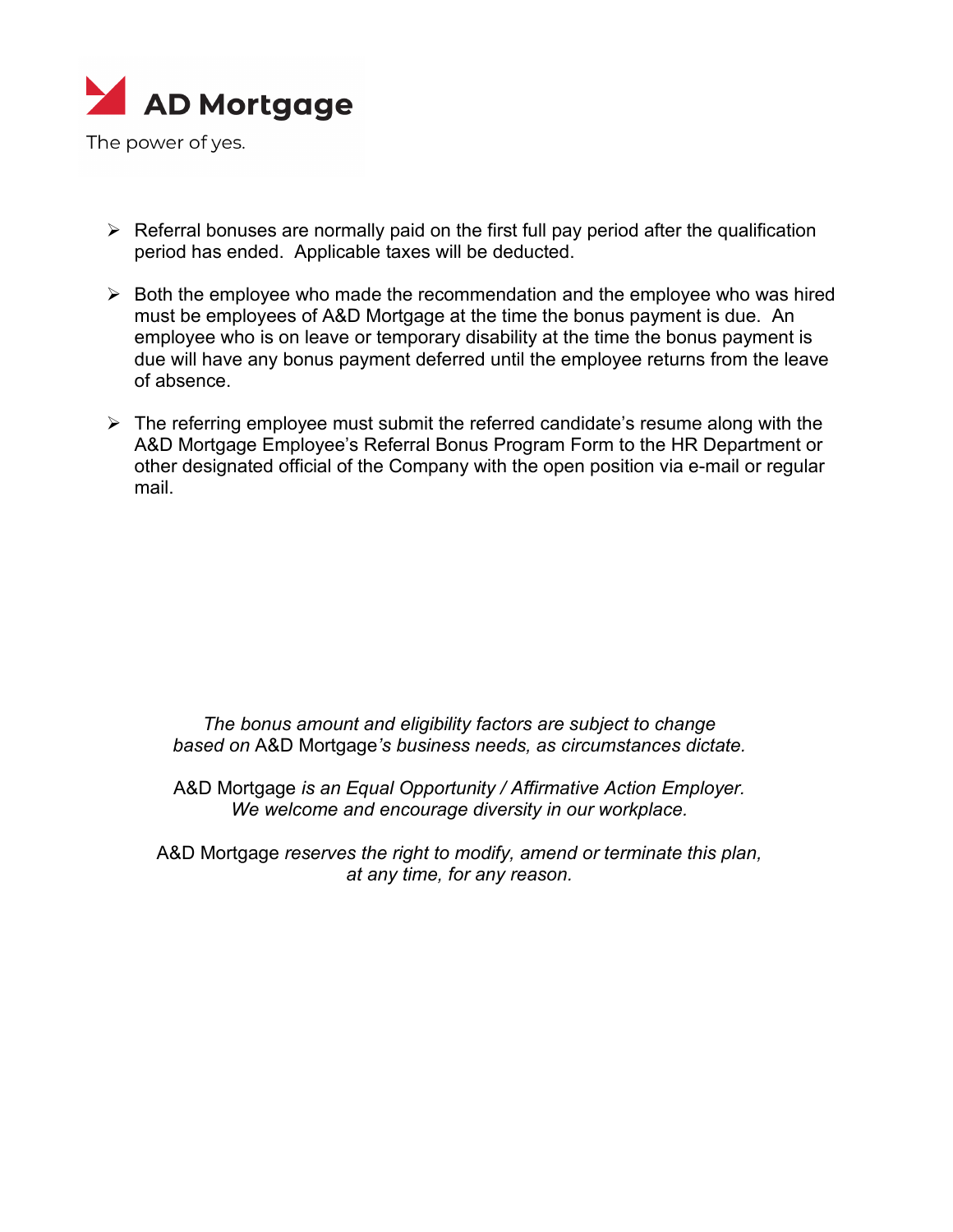**AD Mortgage**

The power of yes.

- Referral bonuses are normally paid on the first full pay period after the qualification period has ended. Applicable taxes will be deducted.

- Both the employee who made the recommendation and the employee who was hired must be employees of A&D Mortgage at the time the bonus payment is due. An employee who is on leave or temporary disability at the time the bonus payment is due will have any bonus payment deferred until the employee returns from the leave of absence.

- The referring employee must submit the referred candidate's resume along with the A&D Mortgage Employee's Referral Bonus Program Form to the HR Department or other designated official of the Company with the open position via e-mail or regular mail.

*The bonus amount and eligibility factors are subject to change based on* A&D Mortgage*'s business needs, as circumstances dictate.*

A&D Mortgage *is an Equal Opportunity / Affirmative Action Employer. We welcome and encourage diversity in our workplace.*

A&D Mortgage *reserves the right to modify, amend or terminate this plan, at any time, for any reason.*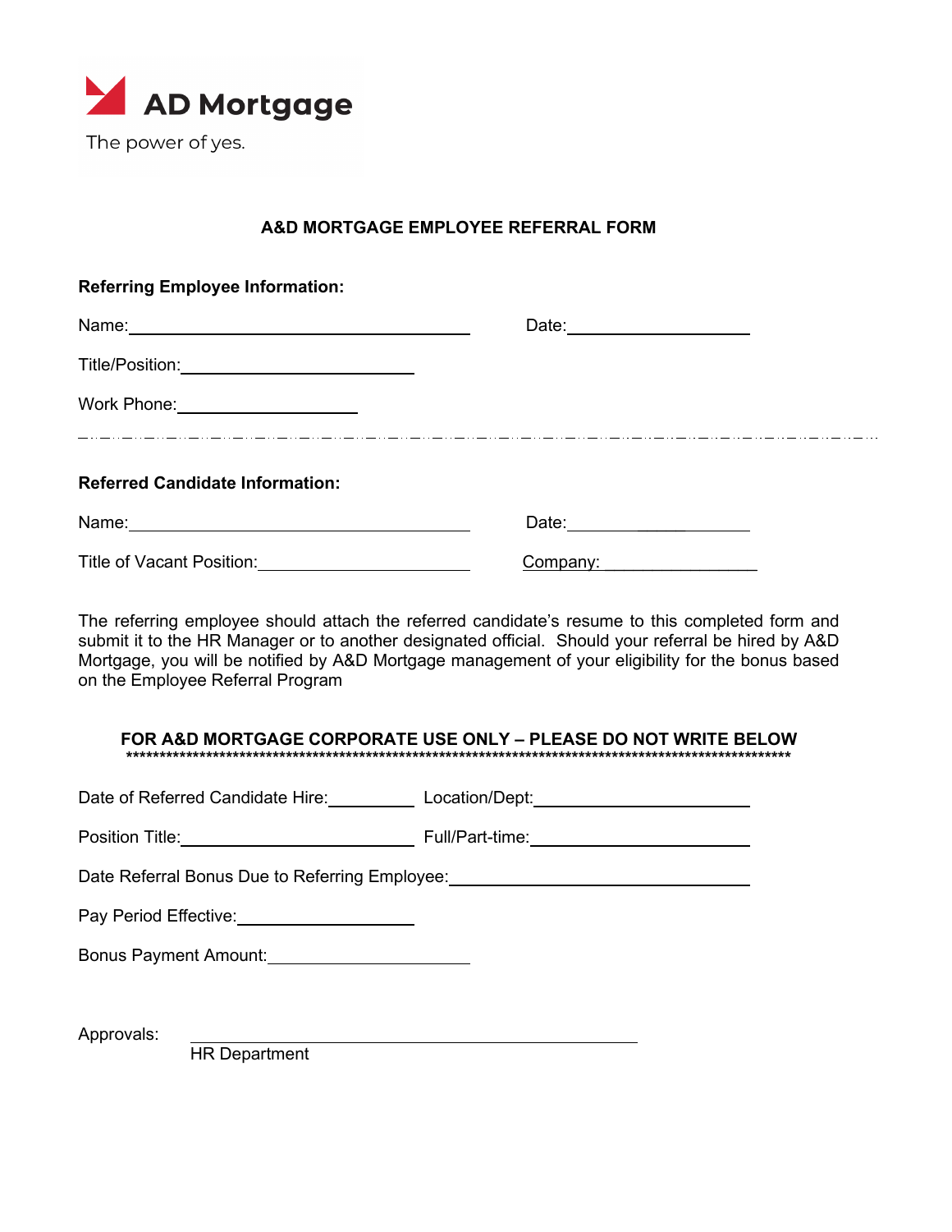AD Mortgage

The power of yes.

## A&D MORTGAGE EMPLOYEE REFERRAL FORM

**Referring Employee Information:**

Name:______________________________ Date:________________

Title/Position:______________________

Work Phone:________________

---

**Referred Candidate Information:**

Name:______________________________ Date:________________

Title of Vacant Position:__________________ Company:______________

The referring employee should attach the referred candidate's resume to this completed form and submit it to the HR Manager or to another designated official. Should your referral be hired by A&D Mortgage, you will be notified by A&D Mortgage management of your eligibility for the bonus based on the Employee Referral Program

**FOR A&D MORTGAGE CORPORATE USE ONLY – PLEASE DO NOT WRITE BELOW**

****************************************************************************************************

Date of Referred Candidate Hire:________ Location/Dept:____________________

Position Title:____________________ Full/Part-time:____________________

Date Referral Bonus Due to Referring Employee:____________________________

Pay Period Effective:________________

Bonus Payment Amount:__________________

Approvals: ____________________________________________

HR Department